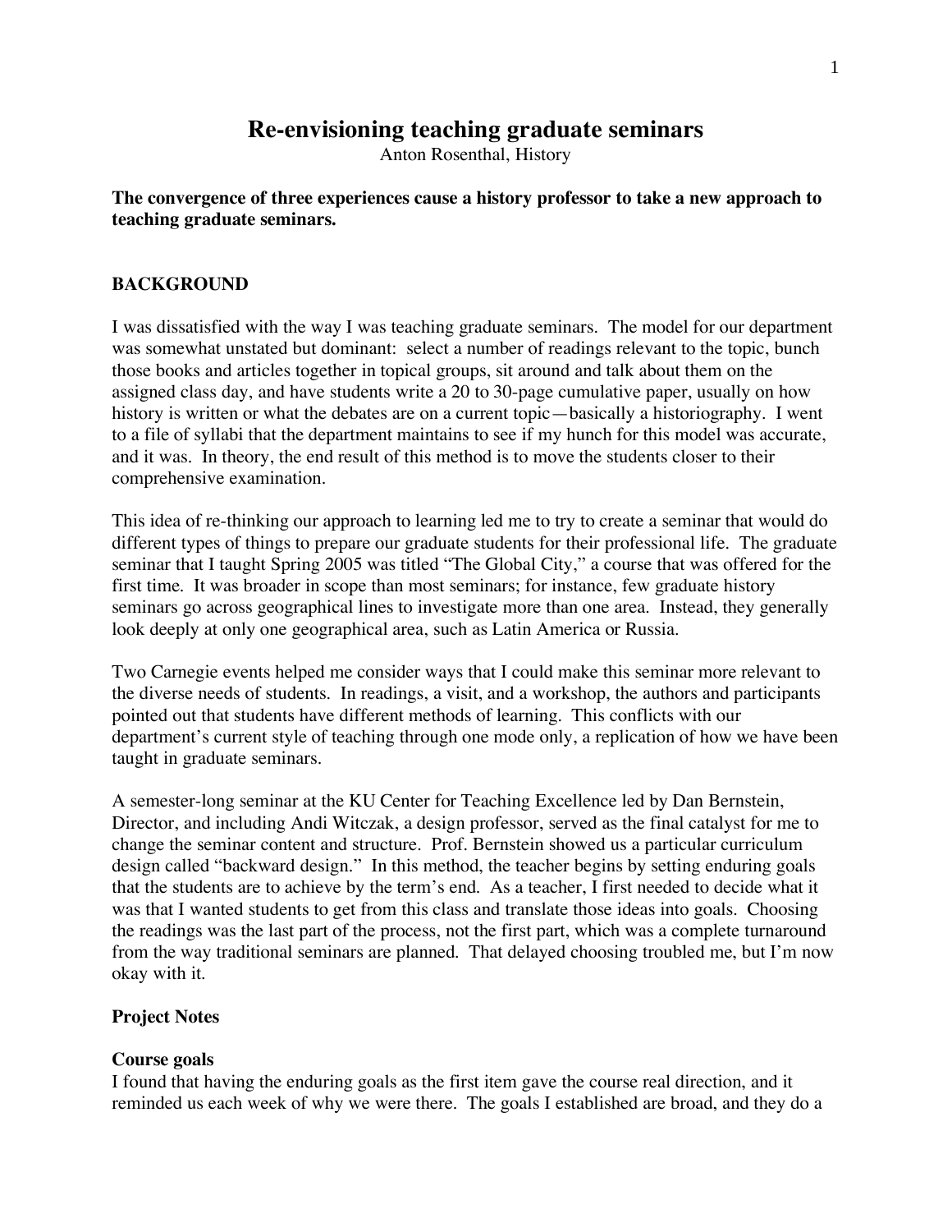# Re-envisioning teaching graduate seminars

Anton Rosenthal, History

**The convergence of three experiences cause a history professor to take a new approach to teaching graduate seminars.**

## BACKGROUND

I was dissatisfied with the way I was teaching graduate seminars. The model for our department was somewhat unstated but dominant: select a number of readings relevant to the topic, bunch those books and articles together in topical groups, sit around and talk about them on the assigned class day, and have students write a 20 to 30-page cumulative paper, usually on how history is written or what the debates are on a current topic—basically a historiography. I went to a file of syllabi that the department maintains to see if my hunch for this model was accurate, and it was. In theory, the end result of this method is to move the students closer to their comprehensive examination.

This idea of re-thinking our approach to learning led me to try to create a seminar that would do different types of things to prepare our graduate students for their professional life. The graduate seminar that I taught Spring 2005 was titled "The Global City," a course that was offered for the first time. It was broader in scope than most seminars; for instance, few graduate history seminars go across geographical lines to investigate more than one area. Instead, they generally look deeply at only one geographical area, such as Latin America or Russia.

Two Carnegie events helped me consider ways that I could make this seminar more relevant to the diverse needs of students. In readings, a visit, and a workshop, the authors and participants pointed out that students have different methods of learning. This conflicts with our department's current style of teaching through one mode only, a replication of how we have been taught in graduate seminars.

A semester-long seminar at the KU Center for Teaching Excellence led by Dan Bernstein, Director, and including Andi Witczak, a design professor, served as the final catalyst for me to change the seminar content and structure. Prof. Bernstein showed us a particular curriculum design called "backward design." In this method, the teacher begins by setting enduring goals that the students are to achieve by the term's end. As a teacher, I first needed to decide what it was that I wanted students to get from this class and translate those ideas into goals. Choosing the readings was the last part of the process, not the first part, which was a complete turnaround from the way traditional seminars are planned. That delayed choosing troubled me, but I'm now okay with it.

### Project Notes

#### Course goals

I found that having the enduring goals as the first item gave the course real direction, and it reminded us each week of why we were there. The goals I established are broad, and they do a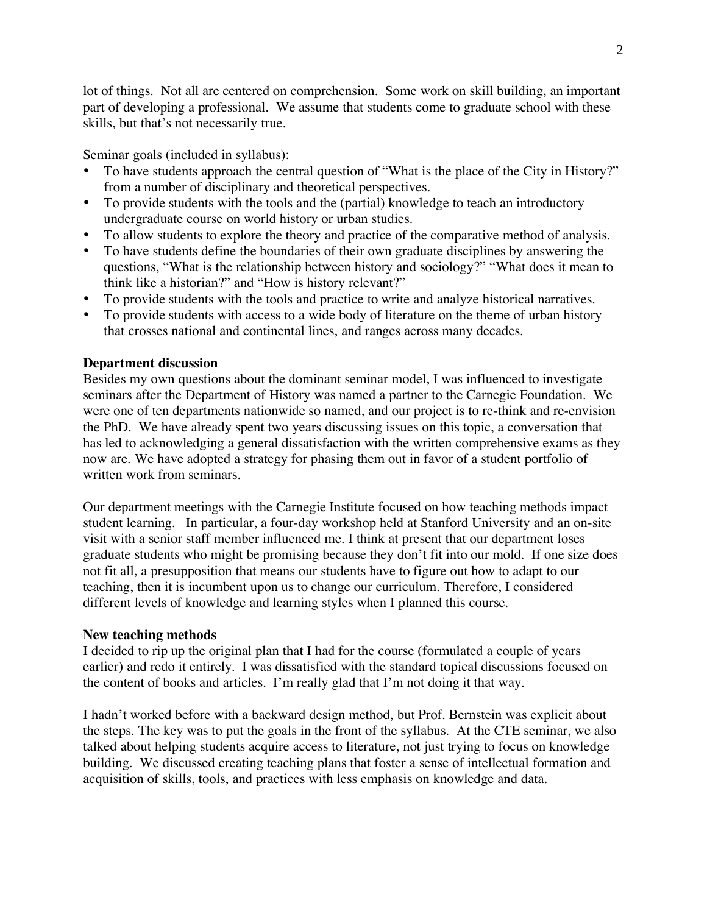lot of things. Not all are centered on comprehension. Some work on skill building, an important part of developing a professional. We assume that students come to graduate school with these skills, but that's not necessarily true.

Seminar goals (included in syllabus):

- To have students approach the central question of "What is the place of the City in History?" from a number of disciplinary and theoretical perspectives.
- To provide students with the tools and the (partial) knowledge to teach an introductory undergraduate course on world history or urban studies.
- To allow students to explore the theory and practice of the comparative method of analysis.
- To have students define the boundaries of their own graduate disciplines by answering the questions, "What is the relationship between history and sociology?" "What does it mean to think like a historian?" and "How is history relevant?"
- To provide students with the tools and practice to write and analyze historical narratives.
- To provide students with access to a wide body of literature on the theme of urban history that crosses national and continental lines, and ranges across many decades.

**Department discussion**

Besides my own questions about the dominant seminar model, I was influenced to investigate seminars after the Department of History was named a partner to the Carnegie Foundation. We were one of ten departments nationwide so named, and our project is to re-think and re-envision the PhD. We have already spent two years discussing issues on this topic, a conversation that has led to acknowledging a general dissatisfaction with the written comprehensive exams as they now are. We have adopted a strategy for phasing them out in favor of a student portfolio of written work from seminars.

Our department meetings with the Carnegie Institute focused on how teaching methods impact student learning. In particular, a four-day workshop held at Stanford University and an on-site visit with a senior staff member influenced me. I think at present that our department loses graduate students who might be promising because they don't fit into our mold. If one size does not fit all, a presupposition that means our students have to figure out how to adapt to our teaching, then it is incumbent upon us to change our curriculum. Therefore, I considered different levels of knowledge and learning styles when I planned this course.

**New teaching methods**

I decided to rip up the original plan that I had for the course (formulated a couple of years earlier) and redo it entirely. I was dissatisfied with the standard topical discussions focused on the content of books and articles. I'm really glad that I'm not doing it that way.

I hadn't worked before with a backward design method, but Prof. Bernstein was explicit about the steps. The key was to put the goals in the front of the syllabus. At the CTE seminar, we also talked about helping students acquire access to literature, not just trying to focus on knowledge building. We discussed creating teaching plans that foster a sense of intellectual formation and acquisition of skills, tools, and practices with less emphasis on knowledge and data.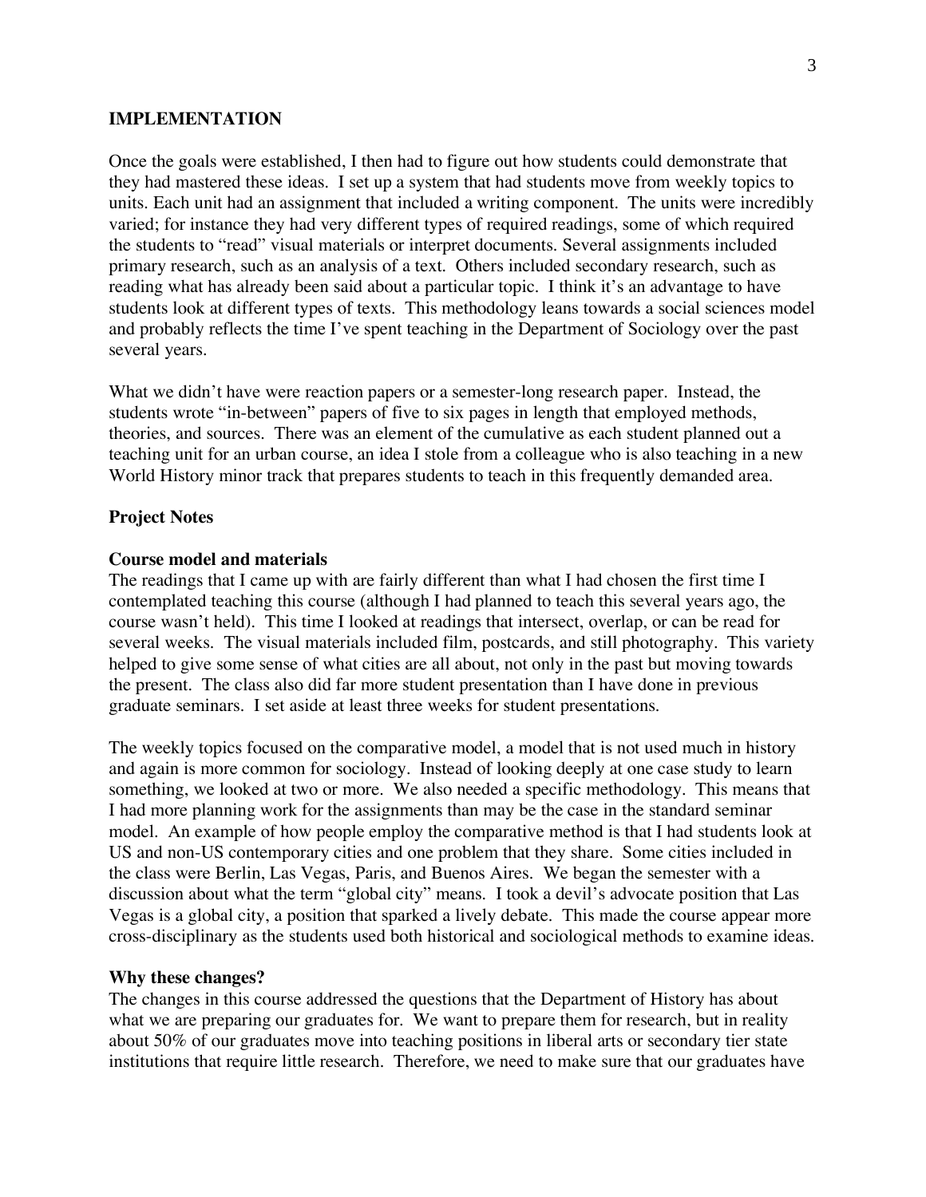## IMPLEMENTATION

Once the goals were established, I then had to figure out how students could demonstrate that they had mastered these ideas. I set up a system that had students move from weekly topics to units. Each unit had an assignment that included a writing component. The units were incredibly varied; for instance they had very different types of required readings, some of which required the students to "read" visual materials or interpret documents. Several assignments included primary research, such as an analysis of a text. Others included secondary research, such as reading what has already been said about a particular topic. I think it's an advantage to have students look at different types of texts. This methodology leans towards a social sciences model and probably reflects the time I've spent teaching in the Department of Sociology over the past several years.

What we didn't have were reaction papers or a semester-long research paper. Instead, the students wrote "in-between" papers of five to six pages in length that employed methods, theories, and sources. There was an element of the cumulative as each student planned out a teaching unit for an urban course, an idea I stole from a colleague who is also teaching in a new World History minor track that prepares students to teach in this frequently demanded area.

### Project Notes

### Course model and materials

The readings that I came up with are fairly different than what I had chosen the first time I contemplated teaching this course (although I had planned to teach this several years ago, the course wasn't held). This time I looked at readings that intersect, overlap, or can be read for several weeks. The visual materials included film, postcards, and still photography. This variety helped to give some sense of what cities are all about, not only in the past but moving towards the present. The class also did far more student presentation than I have done in previous graduate seminars. I set aside at least three weeks for student presentations.

The weekly topics focused on the comparative model, a model that is not used much in history and again is more common for sociology. Instead of looking deeply at one case study to learn something, we looked at two or more. We also needed a specific methodology. This means that I had more planning work for the assignments than may be the case in the standard seminar model. An example of how people employ the comparative method is that I had students look at US and non-US contemporary cities and one problem that they share. Some cities included in the class were Berlin, Las Vegas, Paris, and Buenos Aires. We began the semester with a discussion about what the term "global city" means. I took a devil's advocate position that Las Vegas is a global city, a position that sparked a lively debate. This made the course appear more cross-disciplinary as the students used both historical and sociological methods to examine ideas.

### Why these changes?

The changes in this course addressed the questions that the Department of History has about what we are preparing our graduates for. We want to prepare them for research, but in reality about 50% of our graduates move into teaching positions in liberal arts or secondary tier state institutions that require little research. Therefore, we need to make sure that our graduates have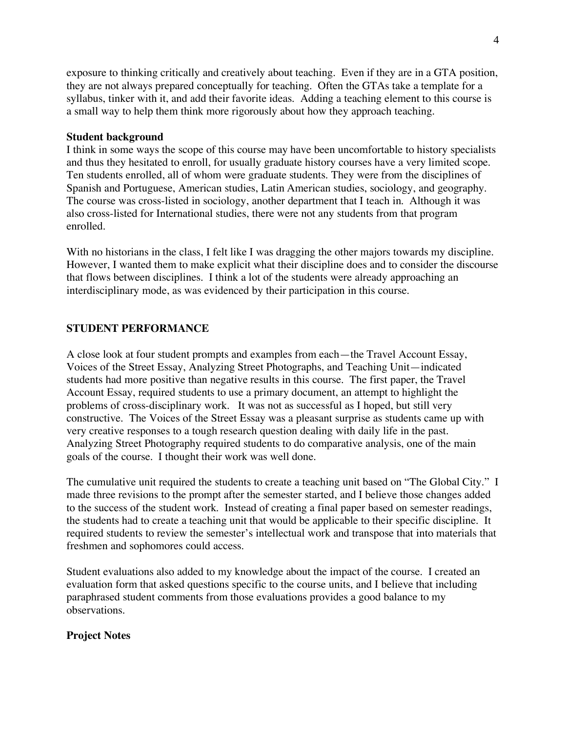exposure to thinking critically and creatively about teaching. Even if they are in a GTA position, they are not always prepared conceptually for teaching. Often the GTAs take a template for a syllabus, tinker with it, and add their favorite ideas. Adding a teaching element to this course is a small way to help them think more rigorously about how they approach teaching.

**Student background**

I think in some ways the scope of this course may have been uncomfortable to history specialists and thus they hesitated to enroll, for usually graduate history courses have a very limited scope. Ten students enrolled, all of whom were graduate students. They were from the disciplines of Spanish and Portuguese, American studies, Latin American studies, sociology, and geography. The course was cross-listed in sociology, another department that I teach in. Although it was also cross-listed for International studies, there were not any students from that program enrolled.

With no historians in the class, I felt like I was dragging the other majors towards my discipline. However, I wanted them to make explicit what their discipline does and to consider the discourse that flows between disciplines. I think a lot of the students were already approaching an interdisciplinary mode, as was evidenced by their participation in this course.

## STUDENT PERFORMANCE

A close look at four student prompts and examples from each—the Travel Account Essay, Voices of the Street Essay, Analyzing Street Photographs, and Teaching Unit—indicated students had more positive than negative results in this course. The first paper, the Travel Account Essay, required students to use a primary document, an attempt to highlight the problems of cross-disciplinary work. It was not as successful as I hoped, but still very constructive. The Voices of the Street Essay was a pleasant surprise as students came up with very creative responses to a tough research question dealing with daily life in the past. Analyzing Street Photography required students to do comparative analysis, one of the main goals of the course. I thought their work was well done.

The cumulative unit required the students to create a teaching unit based on "The Global City." I made three revisions to the prompt after the semester started, and I believe those changes added to the success of the student work. Instead of creating a final paper based on semester readings, the students had to create a teaching unit that would be applicable to their specific discipline. It required students to review the semester's intellectual work and transpose that into materials that freshmen and sophomores could access.

Student evaluations also added to my knowledge about the impact of the course. I created an evaluation form that asked questions specific to the course units, and I believe that including paraphrased student comments from those evaluations provides a good balance to my observations.

**Project Notes**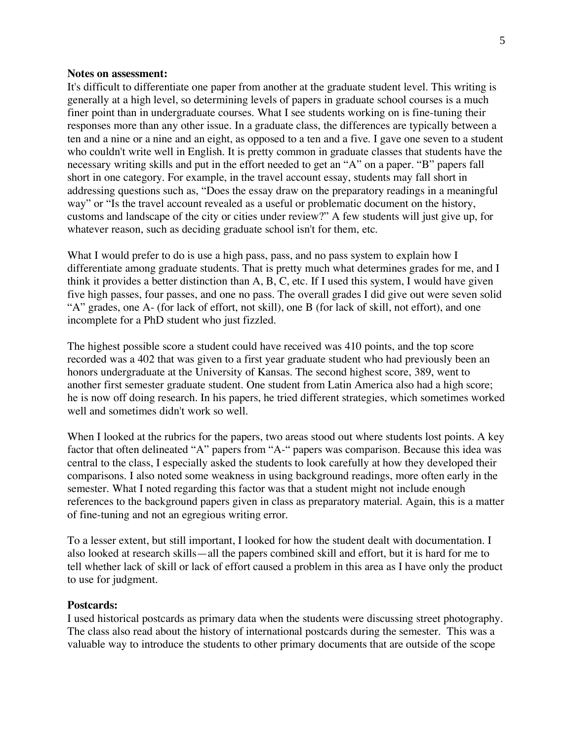**Notes on assessment:**

It's difficult to differentiate one paper from another at the graduate student level. This writing is generally at a high level, so determining levels of papers in graduate school courses is a much finer point than in undergraduate courses. What I see students working on is fine-tuning their responses more than any other issue. In a graduate class, the differences are typically between a ten and a nine or a nine and an eight, as opposed to a ten and a five. I gave one seven to a student who couldn't write well in English. It is pretty common in graduate classes that students have the necessary writing skills and put in the effort needed to get an "A" on a paper. "B" papers fall short in one category. For example, in the travel account essay, students may fall short in addressing questions such as, "Does the essay draw on the preparatory readings in a meaningful way" or "Is the travel account revealed as a useful or problematic document on the history, customs and landscape of the city or cities under review?" A few students will just give up, for whatever reason, such as deciding graduate school isn't for them, etc.

What I would prefer to do is use a high pass, pass, and no pass system to explain how I differentiate among graduate students. That is pretty much what determines grades for me, and I think it provides a better distinction than A, B, C, etc. If I used this system, I would have given five high passes, four passes, and one no pass. The overall grades I did give out were seven solid "A" grades, one A- (for lack of effort, not skill), one B (for lack of skill, not effort), and one incomplete for a PhD student who just fizzled.

The highest possible score a student could have received was 410 points, and the top score recorded was a 402 that was given to a first year graduate student who had previously been an honors undergraduate at the University of Kansas. The second highest score, 389, went to another first semester graduate student. One student from Latin America also had a high score; he is now off doing research. In his papers, he tried different strategies, which sometimes worked well and sometimes didn't work so well.

When I looked at the rubrics for the papers, two areas stood out where students lost points. A key factor that often delineated "A" papers from "A-" papers was comparison. Because this idea was central to the class, I especially asked the students to look carefully at how they developed their comparisons. I also noted some weakness in using background readings, more often early in the semester. What I noted regarding this factor was that a student might not include enough references to the background papers given in class as preparatory material. Again, this is a matter of fine-tuning and not an egregious writing error.

To a lesser extent, but still important, I looked for how the student dealt with documentation. I also looked at research skills—all the papers combined skill and effort, but it is hard for me to tell whether lack of skill or lack of effort caused a problem in this area as I have only the product to use for judgment.

**Postcards:**

I used historical postcards as primary data when the students were discussing street photography. The class also read about the history of international postcards during the semester. This was a valuable way to introduce the students to other primary documents that are outside of the scope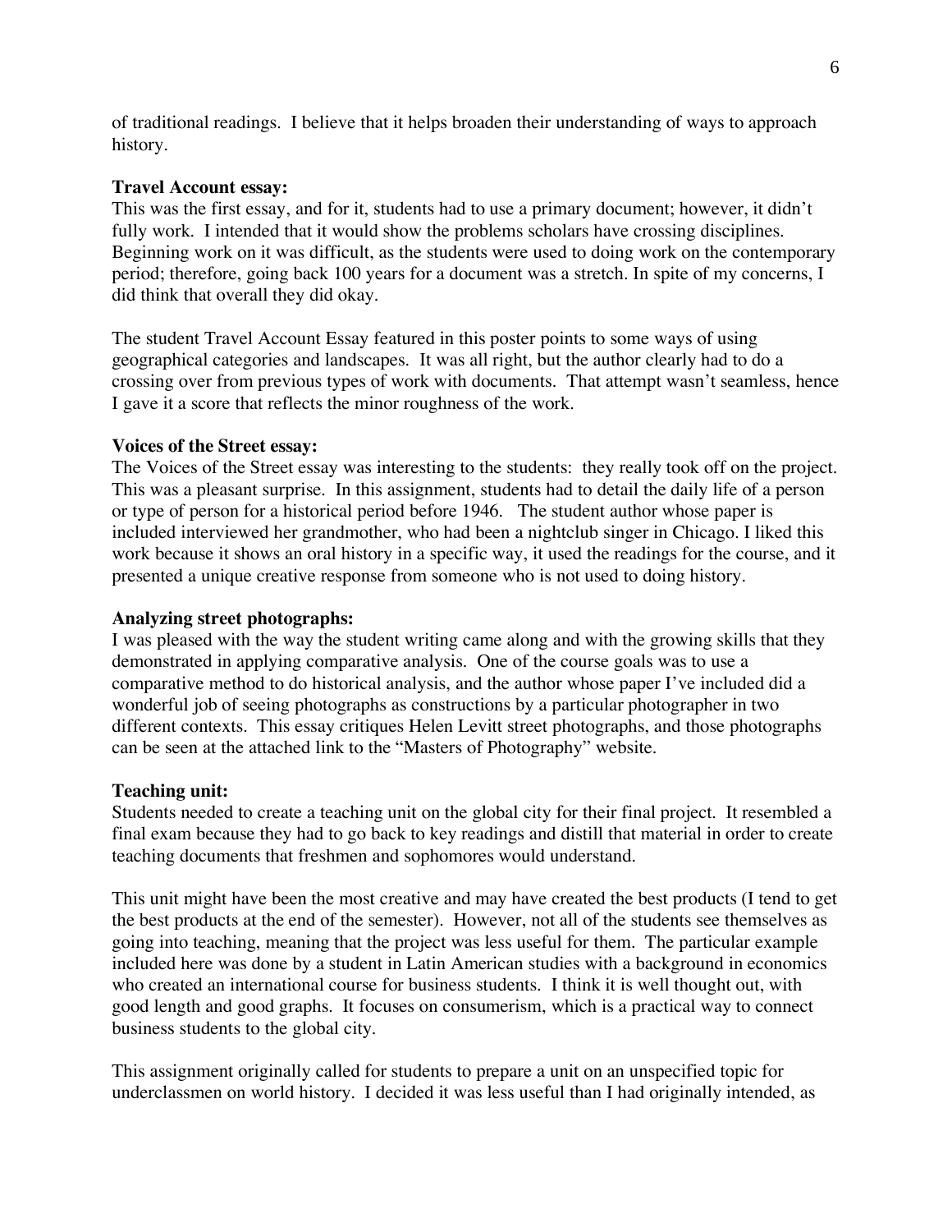of traditional readings. I believe that it helps broaden their understanding of ways to approach history.

**Travel Account essay:**
This was the first essay, and for it, students had to use a primary document; however, it didn't fully work. I intended that it would show the problems scholars have crossing disciplines. Beginning work on it was difficult, as the students were used to doing work on the contemporary period; therefore, going back 100 years for a document was a stretch. In spite of my concerns, I did think that overall they did okay.

The student Travel Account Essay featured in this poster points to some ways of using geographical categories and landscapes. It was all right, but the author clearly had to do a crossing over from previous types of work with documents. That attempt wasn't seamless, hence I gave it a score that reflects the minor roughness of the work.

**Voices of the Street essay:**
The Voices of the Street essay was interesting to the students: they really took off on the project. This was a pleasant surprise. In this assignment, students had to detail the daily life of a person or type of person for a historical period before 1946. The student author whose paper is included interviewed her grandmother, who had been a nightclub singer in Chicago. I liked this work because it shows an oral history in a specific way, it used the readings for the course, and it presented a unique creative response from someone who is not used to doing history.

**Analyzing street photographs:**
I was pleased with the way the student writing came along and with the growing skills that they demonstrated in applying comparative analysis. One of the course goals was to use a comparative method to do historical analysis, and the author whose paper I've included did a wonderful job of seeing photographs as constructions by a particular photographer in two different contexts. This essay critiques Helen Levitt street photographs, and those photographs can be seen at the attached link to the "Masters of Photography" website.

**Teaching unit:**
Students needed to create a teaching unit on the global city for their final project. It resembled a final exam because they had to go back to key readings and distill that material in order to create teaching documents that freshmen and sophomores would understand.

This unit might have been the most creative and may have created the best products (I tend to get the best products at the end of the semester). However, not all of the students see themselves as going into teaching, meaning that the project was less useful for them. The particular example included here was done by a student in Latin American studies with a background in economics who created an international course for business students. I think it is well thought out, with good length and good graphs. It focuses on consumerism, which is a practical way to connect business students to the global city.

This assignment originally called for students to prepare a unit on an unspecified topic for underclassmen on world history. I decided it was less useful than I had originally intended, as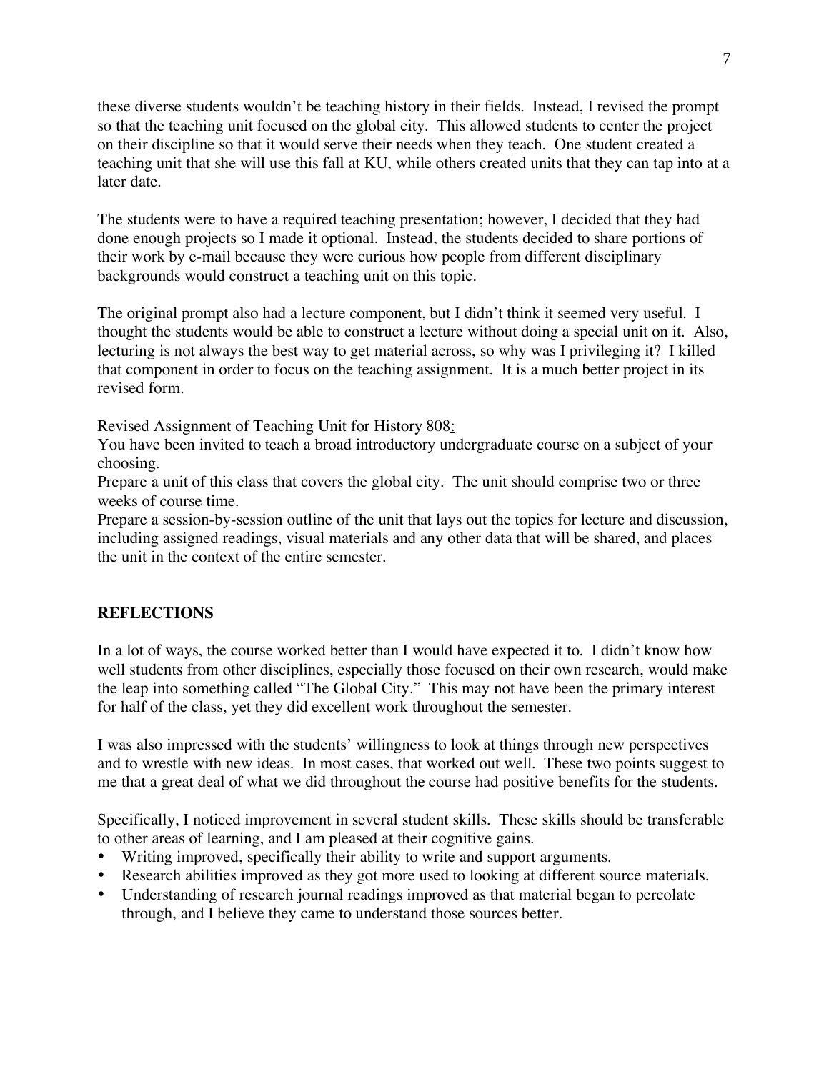these diverse students wouldn't be teaching history in their fields. Instead, I revised the prompt so that the teaching unit focused on the global city. This allowed students to center the project on their discipline so that it would serve their needs when they teach. One student created a teaching unit that she will use this fall at KU, while others created units that they can tap into at a later date.

The students were to have a required teaching presentation; however, I decided that they had done enough projects so I made it optional. Instead, the students decided to share portions of their work by e-mail because they were curious how people from different disciplinary backgrounds would construct a teaching unit on this topic.

The original prompt also had a lecture component, but I didn't think it seemed very useful. I thought the students would be able to construct a lecture without doing a special unit on it. Also, lecturing is not always the best way to get material across, so why was I privileging it? I killed that component in order to focus on the teaching assignment. It is a much better project in its revised form.

Revised Assignment of Teaching Unit for History 808:

You have been invited to teach a broad introductory undergraduate course on a subject of your choosing.

Prepare a unit of this class that covers the global city. The unit should comprise two or three weeks of course time.

Prepare a session-by-session outline of the unit that lays out the topics for lecture and discussion, including assigned readings, visual materials and any other data that will be shared, and places the unit in the context of the entire semester.

## REFLECTIONS

In a lot of ways, the course worked better than I would have expected it to. I didn't know how well students from other disciplines, especially those focused on their own research, would make the leap into something called "The Global City." This may not have been the primary interest for half of the class, yet they did excellent work throughout the semester.

I was also impressed with the students' willingness to look at things through new perspectives and to wrestle with new ideas. In most cases, that worked out well. These two points suggest to me that a great deal of what we did throughout the course had positive benefits for the students.

Specifically, I noticed improvement in several student skills. These skills should be transferable to other areas of learning, and I am pleased at their cognitive gains.

- Writing improved, specifically their ability to write and support arguments.
- Research abilities improved as they got more used to looking at different source materials.
- Understanding of research journal readings improved as that material began to percolate through, and I believe they came to understand those sources better.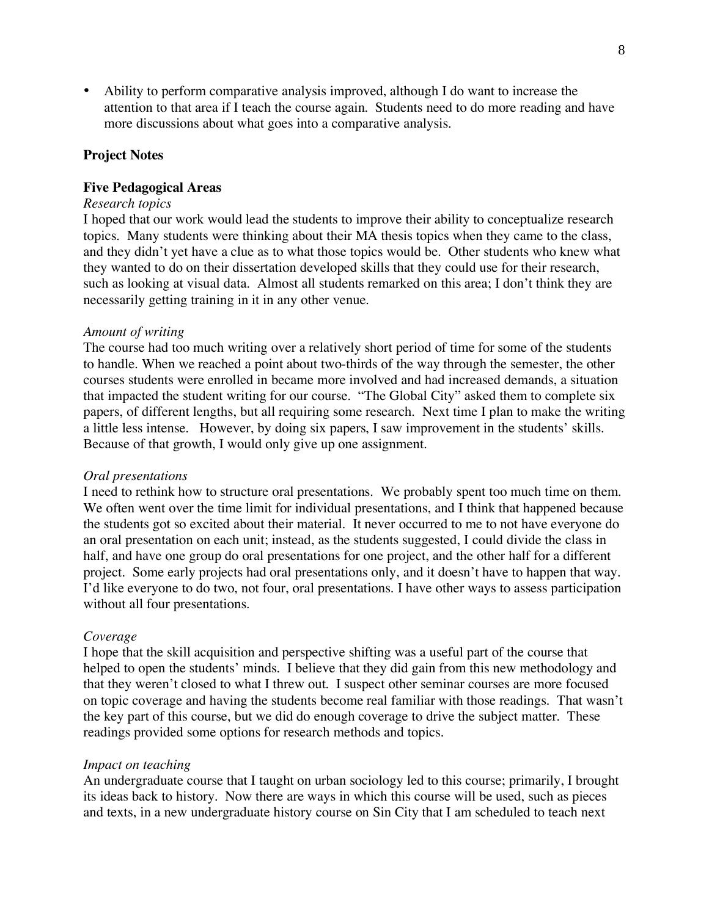- Ability to perform comparative analysis improved, although I do want to increase the attention to that area if I teach the course again. Students need to do more reading and have more discussions about what goes into a comparative analysis.

## Project Notes

### Five Pedagogical Areas

*Research topics*

I hoped that our work would lead the students to improve their ability to conceptualize research topics. Many students were thinking about their MA thesis topics when they came to the class, and they didn't yet have a clue as to what those topics would be. Other students who knew what they wanted to do on their dissertation developed skills that they could use for their research, such as looking at visual data. Almost all students remarked on this area; I don't think they are necessarily getting training in it in any other venue.

*Amount of writing*

The course had too much writing over a relatively short period of time for some of the students to handle. When we reached a point about two-thirds of the way through the semester, the other courses students were enrolled in became more involved and had increased demands, a situation that impacted the student writing for our course. "The Global City" asked them to complete six papers, of different lengths, but all requiring some research. Next time I plan to make the writing a little less intense. However, by doing six papers, I saw improvement in the students' skills. Because of that growth, I would only give up one assignment.

*Oral presentations*

I need to rethink how to structure oral presentations. We probably spent too much time on them. We often went over the time limit for individual presentations, and I think that happened because the students got so excited about their material. It never occurred to me to not have everyone do an oral presentation on each unit; instead, as the students suggested, I could divide the class in half, and have one group do oral presentations for one project, and the other half for a different project. Some early projects had oral presentations only, and it doesn't have to happen that way. I'd like everyone to do two, not four, oral presentations. I have other ways to assess participation without all four presentations.

*Coverage*

I hope that the skill acquisition and perspective shifting was a useful part of the course that helped to open the students' minds. I believe that they did gain from this new methodology and that they weren't closed to what I threw out. I suspect other seminar courses are more focused on topic coverage and having the students become real familiar with those readings. That wasn't the key part of this course, but we did do enough coverage to drive the subject matter. These readings provided some options for research methods and topics.

*Impact on teaching*

An undergraduate course that I taught on urban sociology led to this course; primarily, I brought its ideas back to history. Now there are ways in which this course will be used, such as pieces and texts, in a new undergraduate history course on Sin City that I am scheduled to teach next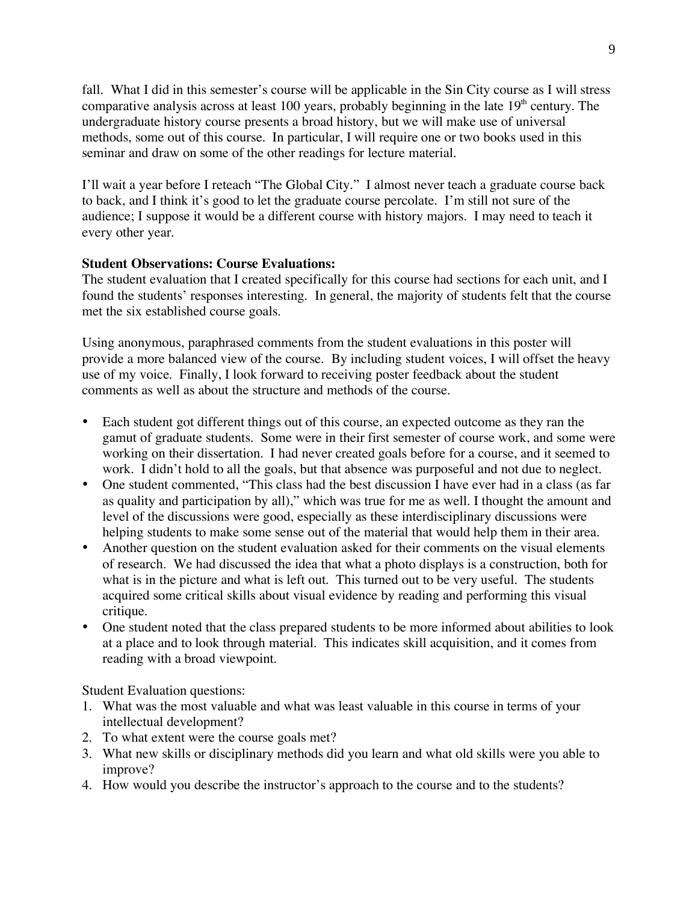fall. What I did in this semester's course will be applicable in the Sin City course as I will stress comparative analysis across at least 100 years, probably beginning in the late 19th century. The undergraduate history course presents a broad history, but we will make use of universal methods, some out of this course. In particular, I will require one or two books used in this seminar and draw on some of the other readings for lecture material.

I'll wait a year before I reteach "The Global City." I almost never teach a graduate course back to back, and I think it's good to let the graduate course percolate. I'm still not sure of the audience; I suppose it would be a different course with history majors. I may need to teach it every other year.

**Student Observations: Course Evaluations:**

The student evaluation that I created specifically for this course had sections for each unit, and I found the students' responses interesting. In general, the majority of students felt that the course met the six established course goals.

Using anonymous, paraphrased comments from the student evaluations in this poster will provide a more balanced view of the course. By including student voices, I will offset the heavy use of my voice. Finally, I look forward to receiving poster feedback about the student comments as well as about the structure and methods of the course.

- Each student got different things out of this course, an expected outcome as they ran the gamut of graduate students. Some were in their first semester of course work, and some were working on their dissertation. I had never created goals before for a course, and it seemed to work. I didn't hold to all the goals, but that absence was purposeful and not due to neglect.
- One student commented, "This class had the best discussion I have ever had in a class (as far as quality and participation by all)," which was true for me as well. I thought the amount and level of the discussions were good, especially as these interdisciplinary discussions were helping students to make some sense out of the material that would help them in their area.
- Another question on the student evaluation asked for their comments on the visual elements of research. We had discussed the idea that what a photo displays is a construction, both for what is in the picture and what is left out. This turned out to be very useful. The students acquired some critical skills about visual evidence by reading and performing this visual critique.
- One student noted that the class prepared students to be more informed about abilities to look at a place and to look through material. This indicates skill acquisition, and it comes from reading with a broad viewpoint.

Student Evaluation questions:

1. What was the most valuable and what was least valuable in this course in terms of your intellectual development?
2. To what extent were the course goals met?
3. What new skills or disciplinary methods did you learn and what old skills were you able to improve?
4. How would you describe the instructor's approach to the course and to the students?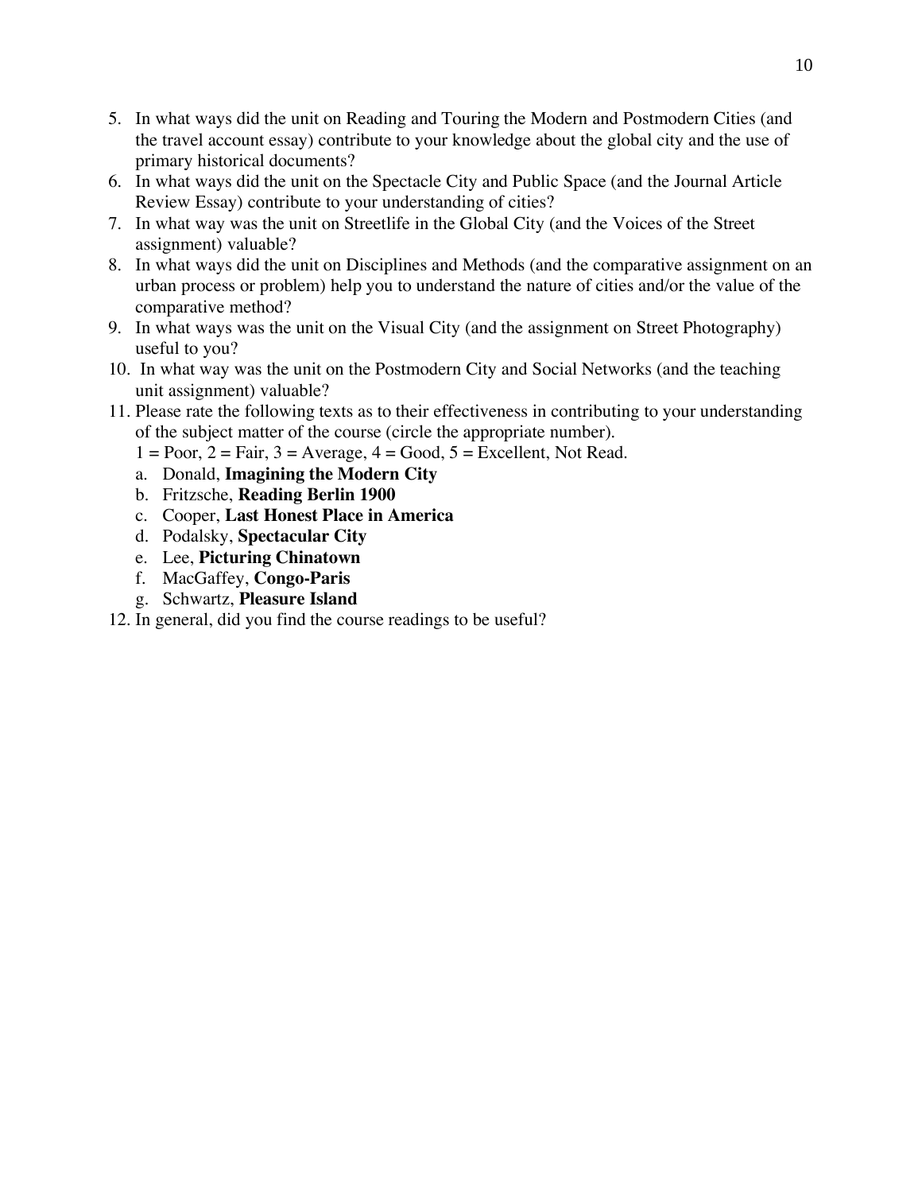5. In what ways did the unit on Reading and Touring the Modern and Postmodern Cities (and the travel account essay) contribute to your knowledge about the global city and the use of primary historical documents?
6. In what ways did the unit on the Spectacle City and Public Space (and the Journal Article Review Essay) contribute to your understanding of cities?
7. In what way was the unit on Streetlife in the Global City (and the Voices of the Street assignment) valuable?
8. In what ways did the unit on Disciplines and Methods (and the comparative assignment on an urban process or problem) help you to understand the nature of cities and/or the value of the comparative method?
9. In what ways was the unit on the Visual City (and the assignment on Street Photography) useful to you?
10. In what way was the unit on the Postmodern City and Social Networks (and the teaching unit assignment) valuable?
11. Please rate the following texts as to their effectiveness in contributing to your understanding of the subject matter of the course (circle the appropriate number).
    1 = Poor, 2 = Fair, 3 = Average, 4 = Good, 5 = Excellent, Not Read.
    a. Donald, **Imagining the Modern City**
    b. Fritzsche, **Reading Berlin 1900**
    c. Cooper, **Last Honest Place in America**
    d. Podalsky, **Spectacular City**
    e. Lee, **Picturing Chinatown**
    f. MacGaffey, **Congo-Paris**
    g. Schwartz, **Pleasure Island**
12. In general, did you find the course readings to be useful?